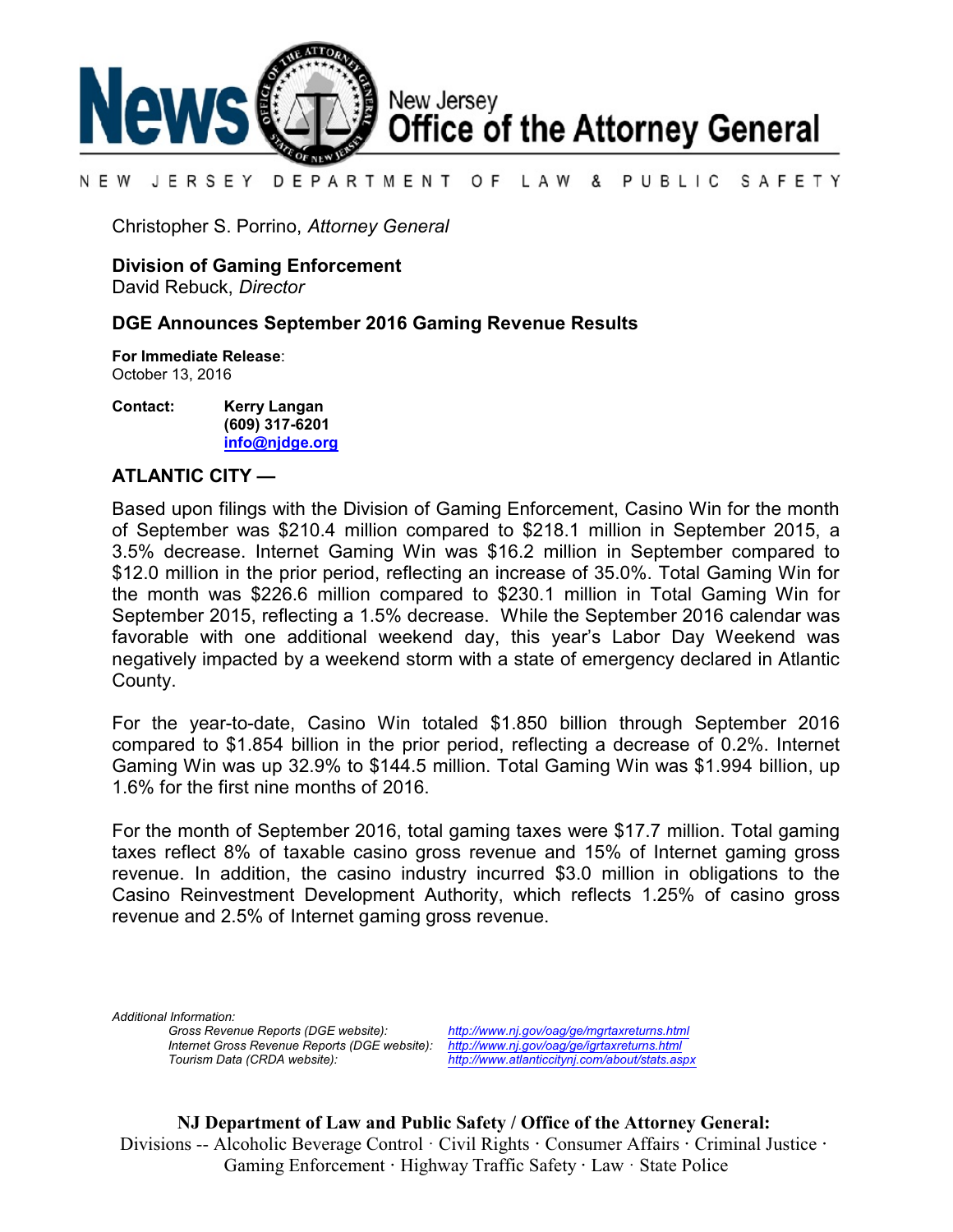# News New Jersey Office of the Attorney General

NEW JERSEY DEPARTMENT OF LAW & PUBLIC SAFETY

Christopher S. Porrino, *Attorney General*

**Division of Gaming Enforcement**
David Rebuck, *Director*

## DGE Announces September 2016 Gaming Revenue Results

**For Immediate Release**:
October 13, 2016

**Contact:** **Kerry Langan**
**(609) 317-6201**
**info@njdge.org**

**ATLANTIC CITY —**

Based upon filings with the Division of Gaming Enforcement, Casino Win for the month of September was $210.4 million compared to $218.1 million in September 2015, a 3.5% decrease. Internet Gaming Win was $16.2 million in September compared to $12.0 million in the prior period, reflecting an increase of 35.0%. Total Gaming Win for the month was $226.6 million compared to $230.1 million in Total Gaming Win for September 2015, reflecting a 1.5% decrease. While the September 2016 calendar was favorable with one additional weekend day, this year's Labor Day Weekend was negatively impacted by a weekend storm with a state of emergency declared in Atlantic County.

For the year-to-date, Casino Win totaled $1.850 billion through September 2016 compared to $1.854 billion in the prior period, reflecting a decrease of 0.2%. Internet Gaming Win was up 32.9% to $144.5 million. Total Gaming Win was $1.994 billion, up 1.6% for the first nine months of 2016.

For the month of September 2016, total gaming taxes were $17.7 million. Total gaming taxes reflect 8% of taxable casino gross revenue and 15% of Internet gaming gross revenue. In addition, the casino industry incurred $3.0 million in obligations to the Casino Reinvestment Development Authority, which reflects 1.25% of casino gross revenue and 2.5% of Internet gaming gross revenue.

*Additional Information:*

| | |
|---|---|
| *Gross Revenue Reports (DGE website):* | *http://www.nj.gov/oag/ge/mgrtaxreturns.html* |
| *Internet Gross Revenue Reports (DGE website):* | *http://www.nj.gov/oag/ge/igrtaxreturns.html* |
| *Tourism Data (CRDA website):* | *http://www.atlanticcitynj.com/about/stats.aspx* |

**NJ Department of Law and Public Safety / Office of the Attorney General:**
Divisions -- Alcoholic Beverage Control · Civil Rights · Consumer Affairs · Criminal Justice · Gaming Enforcement · Highway Traffic Safety · Law · State Police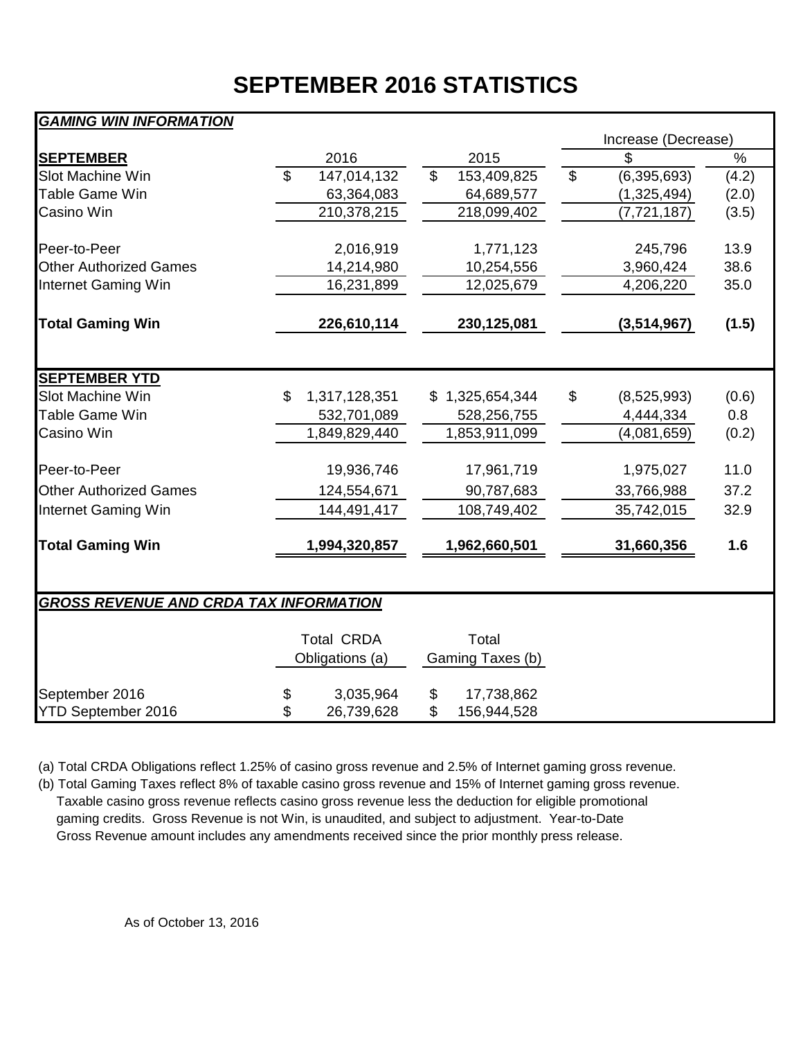# SEPTEMBER 2016 STATISTICS

***GAMING WIN INFORMATION***

| | | | Increase (Decrease) | |
|---|---|---|---|---|
| **SEPTEMBER** | 2016 | 2015 | $ | % |
| Slot Machine Win | $ 147,014,132 | $ 153,409,825 | $ (6,395,693) | (4.2) |
| Table Game Win | 63,364,083 | 64,689,577 | (1,325,494) | (2.0) |
| Casino Win | 210,378,215 | 218,099,402 | (7,721,187) | (3.5) |
| Peer-to-Peer | 2,016,919 | 1,771,123 | 245,796 | 13.9 |
| Other Authorized Games | 14,214,980 | 10,254,556 | 3,960,424 | 38.6 |
| Internet Gaming Win | 16,231,899 | 12,025,679 | 4,206,220 | 35.0 |
| **Total Gaming Win** | **226,610,114** | **230,125,081** | **(3,514,967)** | **(1.5)** |

| **SEPTEMBER YTD** | | | | |
|---|---|---|---|---|
| Slot Machine Win | $ 1,317,128,351 | $ 1,325,654,344 | $ (8,525,993) | (0.6) |
| Table Game Win | 532,701,089 | 528,256,755 | 4,444,334 | 0.8 |
| Casino Win | 1,849,829,440 | 1,853,911,099 | (4,081,659) | (0.2) |
| Peer-to-Peer | 19,936,746 | 17,961,719 | 1,975,027 | 11.0 |
| Other Authorized Games | 124,554,671 | 90,787,683 | 33,766,988 | 37.2 |
| Internet Gaming Win | 144,491,417 | 108,749,402 | 35,742,015 | 32.9 |
| **Total Gaming Win** | **1,994,320,857** | **1,962,660,501** | **31,660,356** | **1.6** |

***GROSS REVENUE AND CRDA TAX INFORMATION***

| | Total CRDA Obligations (a) | Total Gaming Taxes (b) |
|---|---|---|
| September 2016 | $ 3,035,964 | $ 17,738,862 |
| YTD September 2016 | $ 26,739,628 | $ 156,944,528 |

(a) Total CRDA Obligations reflect 1.25% of casino gross revenue and 2.5% of Internet gaming gross revenue.

(b) Total Gaming Taxes reflect 8% of taxable casino gross revenue and 15% of Internet gaming gross revenue. Taxable casino gross revenue reflects casino gross revenue less the deduction for eligible promotional gaming credits. Gross Revenue is not Win, is unaudited, and subject to adjustment. Year-to-Date Gross Revenue amount includes any amendments received since the prior monthly press release.

As of October 13, 2016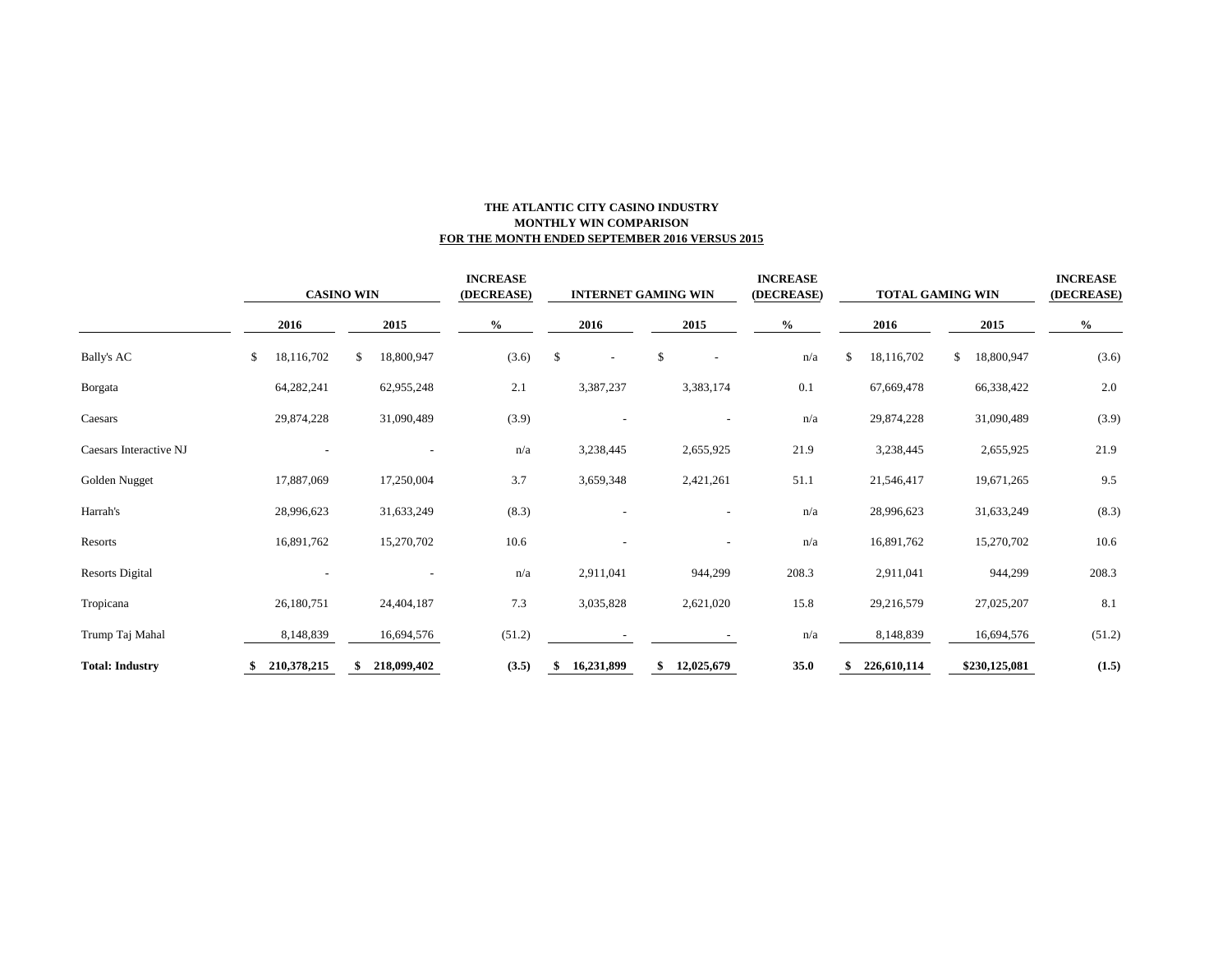**THE ATLANTIC CITY CASINO INDUSTRY**
**MONTHLY WIN COMPARISON**
**FOR THE MONTH ENDED SEPTEMBER 2016 VERSUS 2015**

| | CASINO WIN | | INCREASE (DECREASE) | INTERNET GAMING WIN | | INCREASE (DECREASE) | TOTAL GAMING WIN | | INCREASE (DECREASE) |
|---|---|---|---|---|---|---|---|---|---|
| | 2016 | 2015 | % | 2016 | 2015 | % | 2016 | 2015 | % |
| Bally's AC | $ 18,116,702 | $ 18,800,947 | (3.6) | $ - | $ - | n/a | $ 18,116,702 | $ 18,800,947 | (3.6) |
| Borgata | 64,282,241 | 62,955,248 | 2.1 | 3,387,237 | 3,383,174 | 0.1 | 67,669,478 | 66,338,422 | 2.0 |
| Caesars | 29,874,228 | 31,090,489 | (3.9) | - | - | n/a | 29,874,228 | 31,090,489 | (3.9) |
| Caesars Interactive NJ | - | - | n/a | 3,238,445 | 2,655,925 | 21.9 | 3,238,445 | 2,655,925 | 21.9 |
| Golden Nugget | 17,887,069 | 17,250,004 | 3.7 | 3,659,348 | 2,421,261 | 51.1 | 21,546,417 | 19,671,265 | 9.5 |
| Harrah's | 28,996,623 | 31,633,249 | (8.3) | - | - | n/a | 28,996,623 | 31,633,249 | (8.3) |
| Resorts | 16,891,762 | 15,270,702 | 10.6 | - | - | n/a | 16,891,762 | 15,270,702 | 10.6 |
| Resorts Digital | - | - | n/a | 2,911,041 | 944,299 | 208.3 | 2,911,041 | 944,299 | 208.3 |
| Tropicana | 26,180,751 | 24,404,187 | 7.3 | 3,035,828 | 2,621,020 | 15.8 | 29,216,579 | 27,025,207 | 8.1 |
| Trump Taj Mahal | 8,148,839 | 16,694,576 | (51.2) | - | - | n/a | 8,148,839 | 16,694,576 | (51.2) |
| **Total: Industry** | **$ 210,378,215** | **$ 218,099,402** | **(3.5)** | **$ 16,231,899** | **$ 12,025,679** | **35.0** | **$ 226,610,114** | **$230,125,081** | **(1.5)** |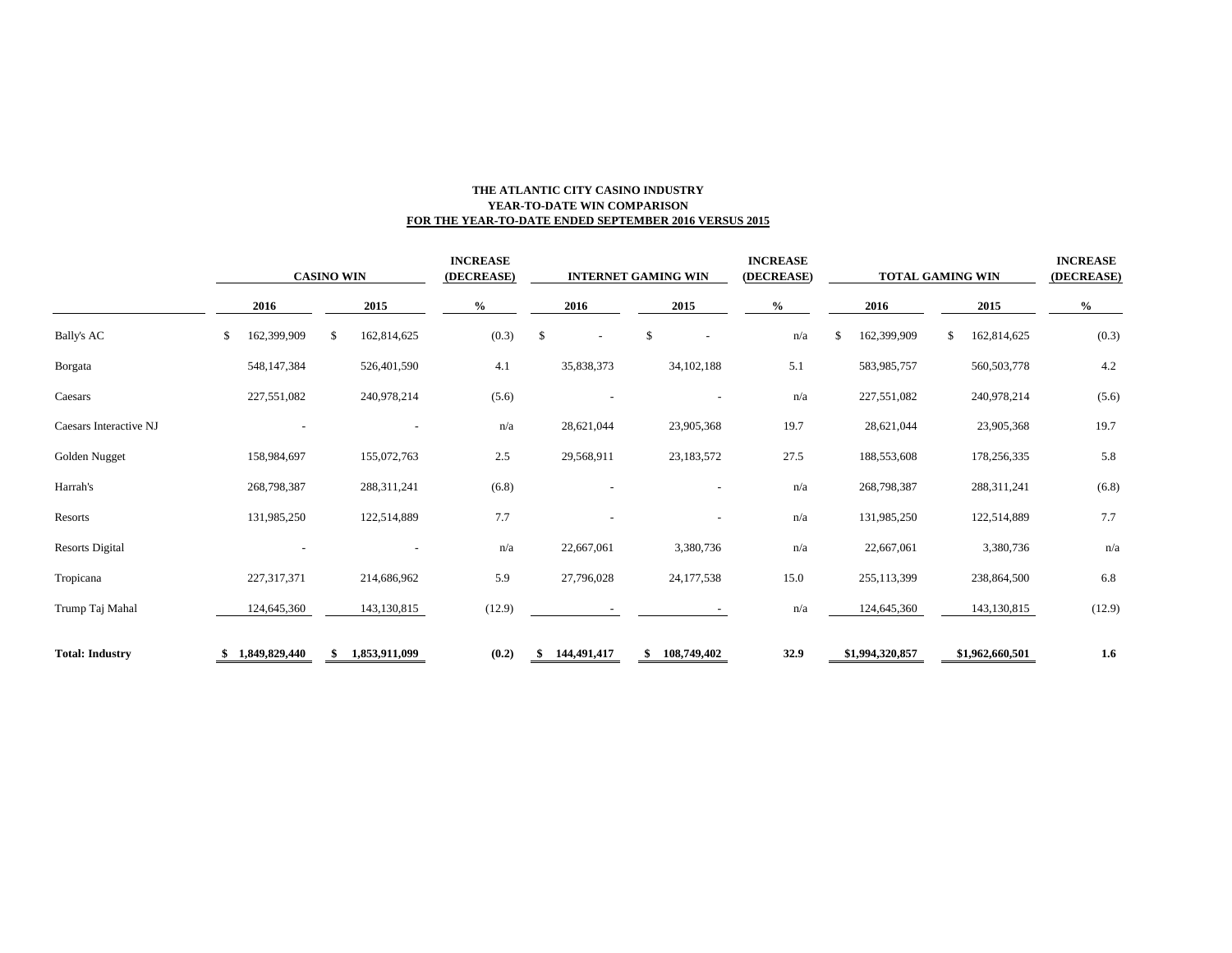**THE ATLANTIC CITY CASINO INDUSTRY**
**YEAR-TO-DATE WIN COMPARISON**
**FOR THE YEAR-TO-DATE ENDED SEPTEMBER 2016 VERSUS 2015**

| | CASINO WIN | | INCREASE (DECREASE) | INTERNET GAMING WIN | | INCREASE (DECREASE) | TOTAL GAMING WIN | | INCREASE (DECREASE) |
|---|---|---|---|---|---|---|---|---|---|
| | 2016 | 2015 | % | 2016 | 2015 | % | 2016 | 2015 | % |
| Bally's AC | $ 162,399,909 | $ 162,814,625 | (0.3) | $ - | $ - | n/a | $ 162,399,909 | $ 162,814,625 | (0.3) |
| Borgata | 548,147,384 | 526,401,590 | 4.1 | 35,838,373 | 34,102,188 | 5.1 | 583,985,757 | 560,503,778 | 4.2 |
| Caesars | 227,551,082 | 240,978,214 | (5.6) | - | - | n/a | 227,551,082 | 240,978,214 | (5.6) |
| Caesars Interactive NJ | - | - | n/a | 28,621,044 | 23,905,368 | 19.7 | 28,621,044 | 23,905,368 | 19.7 |
| Golden Nugget | 158,984,697 | 155,072,763 | 2.5 | 29,568,911 | 23,183,572 | 27.5 | 188,553,608 | 178,256,335 | 5.8 |
| Harrah's | 268,798,387 | 288,311,241 | (6.8) | - | - | n/a | 268,798,387 | 288,311,241 | (6.8) |
| Resorts | 131,985,250 | 122,514,889 | 7.7 | - | - | n/a | 131,985,250 | 122,514,889 | 7.7 |
| Resorts Digital | - | - | n/a | 22,667,061 | 3,380,736 | n/a | 22,667,061 | 3,380,736 | n/a |
| Tropicana | 227,317,371 | 214,686,962 | 5.9 | 27,796,028 | 24,177,538 | 15.0 | 255,113,399 | 238,864,500 | 6.8 |
| Trump Taj Mahal | 124,645,360 | 143,130,815 | (12.9) | - | - | n/a | 124,645,360 | 143,130,815 | (12.9) |
| **Total: Industry** | **$ 1,849,829,440** | **$ 1,853,911,099** | **(0.2)** | **$ 144,491,417** | **$ 108,749,402** | **32.9** | **$1,994,320,857** | **$1,962,660,501** | **1.6** |